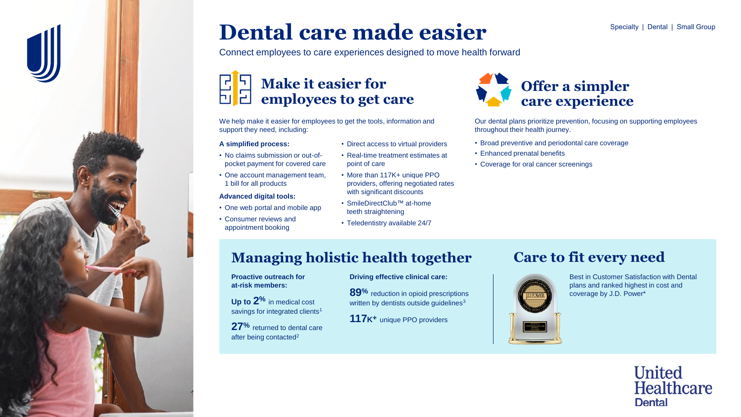Specialty | Dental | Small Group

# Dental care made easier

Connect employees to care experiences designed to move health forward

## Make it easier for employees to get care

We help make it easier for employees to get the tools, information and support they need, including:

**A simplified process:**

- No claims submission or out-of-pocket payment for covered care
- One account management team, 1 bill for all products

**Advanced digital tools:**

- One web portal and mobile app
- Consumer reviews and appointment booking
- Direct access to virtual providers
- Real-time treatment estimates at point of care
- More than 117K+ unique PPO providers, offering negotiated rates with significant discounts
- SmileDirectClub™ at-home teeth straightening
- Teledentistry available 24/7

## Offer a simpler care experience

Our dental plans prioritize prevention, focusing on supporting employees throughout their health journey.

- Broad preventive and periodontal care coverage
- Enhanced prenatal benefits
- Coverage for oral cancer screenings

## Managing holistic health together

**Proactive outreach for at-risk members:**

**Up to 2%** in medical cost savings for integrated clients[1]

**27%** returned to dental care after being contacted[2]

**Driving effective clinical care:**

**89%** reduction in opioid prescriptions written by dentists outside guidelines[3]

**117K+** unique PPO providers

## Care to fit every need

Best in Customer Satisfaction with Dental plans and ranked highest in cost and coverage by J.D. Power*

United Healthcare Dental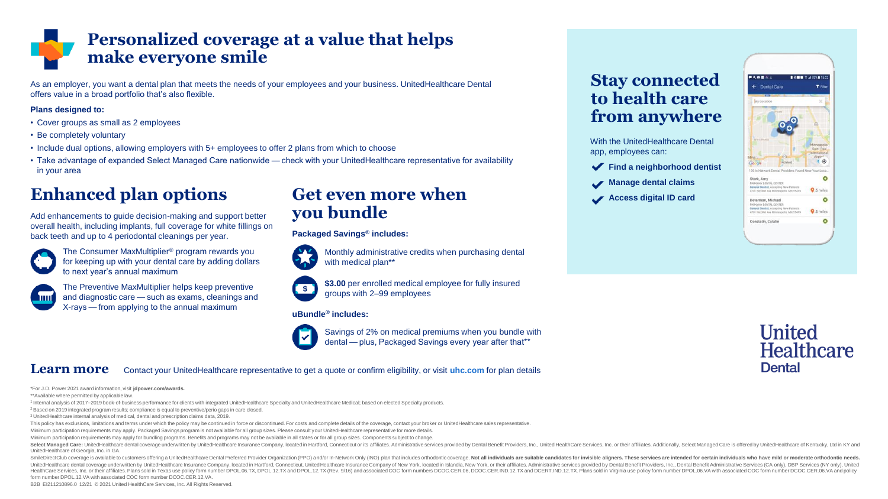# Personalized coverage at a value that helps make everyone smile

As an employer, you want a dental plan that meets the needs of your employees and your business. UnitedHealthcare Dental offers value in a broad portfolio that's also flexible.

**Plans designed to:**

- Cover groups as small as 2 employees
- Be completely voluntary
- Include dual options, allowing employers with 5+ employees to offer 2 plans from which to choose
- Take advantage of expanded Select Managed Care nationwide — check with your UnitedHealthcare representative for availability in your area

## Enhanced plan options

Add enhancements to guide decision-making and support better overall health, including implants, full coverage for white fillings on back teeth and up to 4 periodontal cleanings per year.

The Consumer MaxMultiplier® program rewards you for keeping up with your dental care by adding dollars to next year's annual maximum

The Preventive MaxMultiplier helps keep preventive and diagnostic care — such as exams, cleanings and X-rays — from applying to the annual maximum

## Get even more when you bundle

**Packaged Savings® includes:**

Monthly administrative credits when purchasing dental with medical plan**

**$3.00** per enrolled medical employee for fully insured groups with 2–99 employees

**uBundle® includes:**

Savings of 2% on medical premiums when you bundle with dental — plus, Packaged Savings every year after that**

## Stay connected to health care from anywhere

With the UnitedHealthcare Dental app, employees can:

- **Find a neighborhood dentist**
- **Manage dental claims**
- **Access digital ID card**

## Learn more

Contact your UnitedHealthcare representative to get a quote or confirm eligibility, or visit **uhc.com** for plan details

United Healthcare Dental

*For J.D. Power 2021 award information, visit **jdpower.com/awards.**

**Available where permitted by applicable law.

[1] Internal analysis of 2017–2019 book-of-business performance for clients with integrated UnitedHealthcare Specialty and UnitedHealthcare Medical; based on elected Specialty products.

[2] Based on 2019 integrated program results; compliance is equal to preventive/perio gaps in care closed.

[3] UnitedHealthcare internal analysis of medical, dental and prescription claims data, 2019.

This policy has exclusions, limitations and terms under which the policy may be continued in force or discontinued. For costs and complete details of the coverage, contact your broker or UnitedHealthcare sales representative.

Minimum participation requirements may apply. Packaged Savings program is not available for all group sizes. Please consult your UnitedHealthcare representative for more details.

Minimum participation requirements may apply for bundling programs. Benefits and programs may not be available in all states or for all group sizes. Components subject to change.

**Select Managed Care:** UnitedHealthcare dental coverage underwritten by UnitedHealthcare Insurance Company, located in Hartford, Connecticut or its affiliates. Administrative services provided by Dental Benefit Providers, Inc., United HealthCare Services, Inc. or their affiliates. Additionally, Select Managed Care is offered by UnitedHealthcare of Kentucky, Ltd in KY and UnitedHealthcare of Georgia, Inc. in GA.

SmileDirectClub coverage is available to customers offering a UnitedHealthcare Dental Preferred Provider Organization (PPO) and/or In-Network Only (INO) plan that includes orthodontic coverage. **Not all individuals are suitable candidates for invisible aligners. These services are intended for certain individuals who have mild or moderate orthodontic needs.**

UnitedHealthcare dental coverage underwritten by UnitedHealthcare Insurance Company, located in Hartford, Connecticut, UnitedHealthcare Insurance Company of New York, located in Islandia, New York, or their affiliates. Administrative services provided by Dental Benefit Providers, Inc., Dental Benefit Administrative Services (CA only), DBP Services (NY only), United HealthCare Services, Inc. or their affiliates. Plans sold in Texas use policy form number DPOL.06.TX, DPOL.12.TX and DPOL.12.TX (Rev. 9/16) and associated COC form numbers DCOC.CER.06, DCOC.CER.IND.12.TX and DCERT.IND.12.TX. Plans sold in Virginia use policy form number DPOL.06.VA with associated COC form number DCOC.CER.06.VA and policy form number DPOL.12.VA with associated COC form number DCOC.CER.12.VA.

B2B EI211210896.0 12/21 © 2021 United HealthCare Services, Inc. All Rights Reserved.